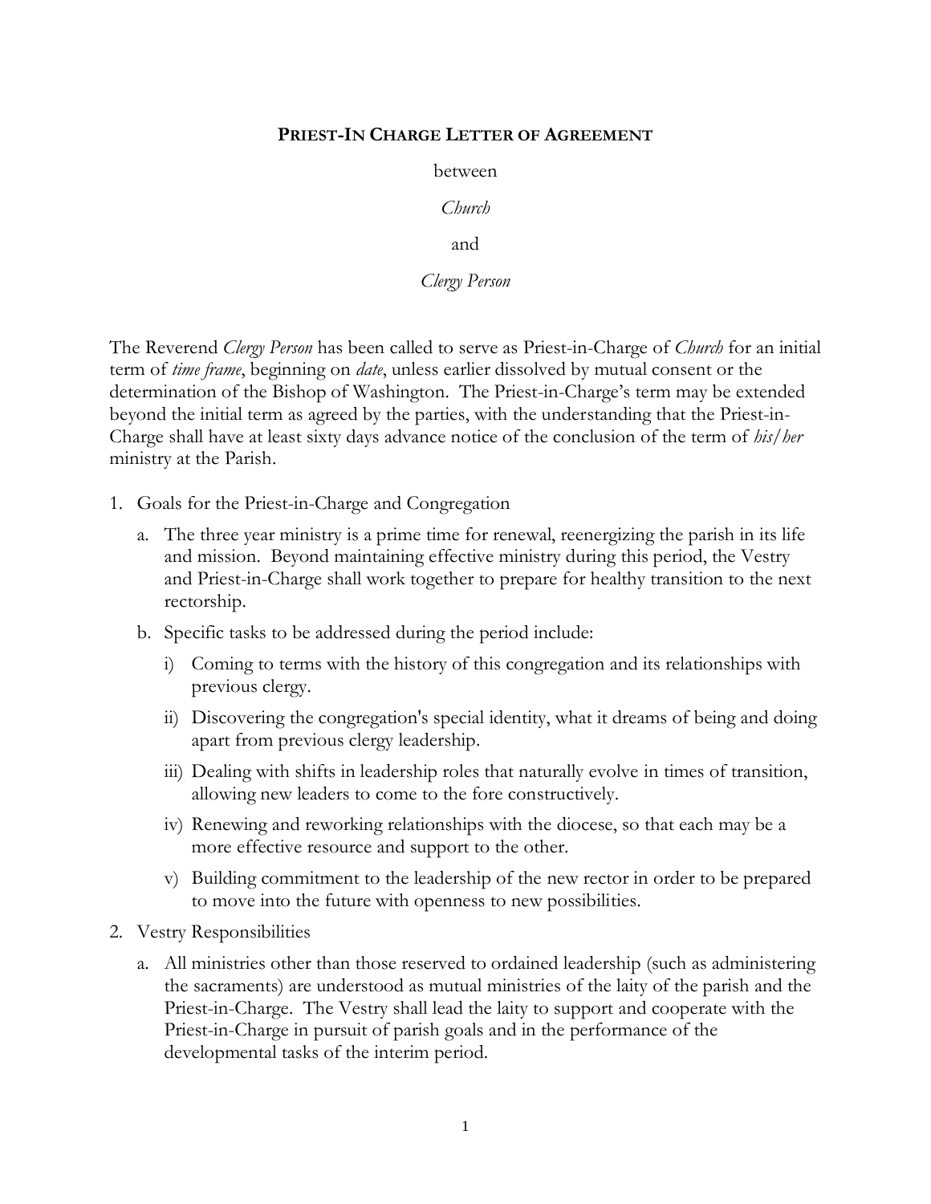# **Priest-In Charge Letter of Agreement**

between

*Church*

and

*Clergy Person*

The Reverend *Clergy Person* has been called to serve as Priest-in-Charge of *Church* for an initial term of *time frame*, beginning on *date*, unless earlier dissolved by mutual consent or the determination of the Bishop of Washington. The Priest-in-Charge's term may be extended beyond the initial term as agreed by the parties, with the understanding that the Priest-in-Charge shall have at least sixty days advance notice of the conclusion of the term of *his/her* ministry at the Parish.

1. Goals for the Priest-in-Charge and Congregation
   a. The three year ministry is a prime time for renewal, reenergizing the parish in its life and mission. Beyond maintaining effective ministry during this period, the Vestry and Priest-in-Charge shall work together to prepare for healthy transition to the next rectorship.
   b. Specific tasks to be addressed during the period include:
      i) Coming to terms with the history of this congregation and its relationships with previous clergy.
      ii) Discovering the congregation's special identity, what it dreams of being and doing apart from previous clergy leadership.
      iii) Dealing with shifts in leadership roles that naturally evolve in times of transition, allowing new leaders to come to the fore constructively.
      iv) Renewing and reworking relationships with the diocese, so that each may be a more effective resource and support to the other.
      v) Building commitment to the leadership of the new rector in order to be prepared to move into the future with openness to new possibilities.
2. Vestry Responsibilities
   a. All ministries other than those reserved to ordained leadership (such as administering the sacraments) are understood as mutual ministries of the laity of the parish and the Priest-in-Charge. The Vestry shall lead the laity to support and cooperate with the Priest-in-Charge in pursuit of parish goals and in the performance of the developmental tasks of the interim period.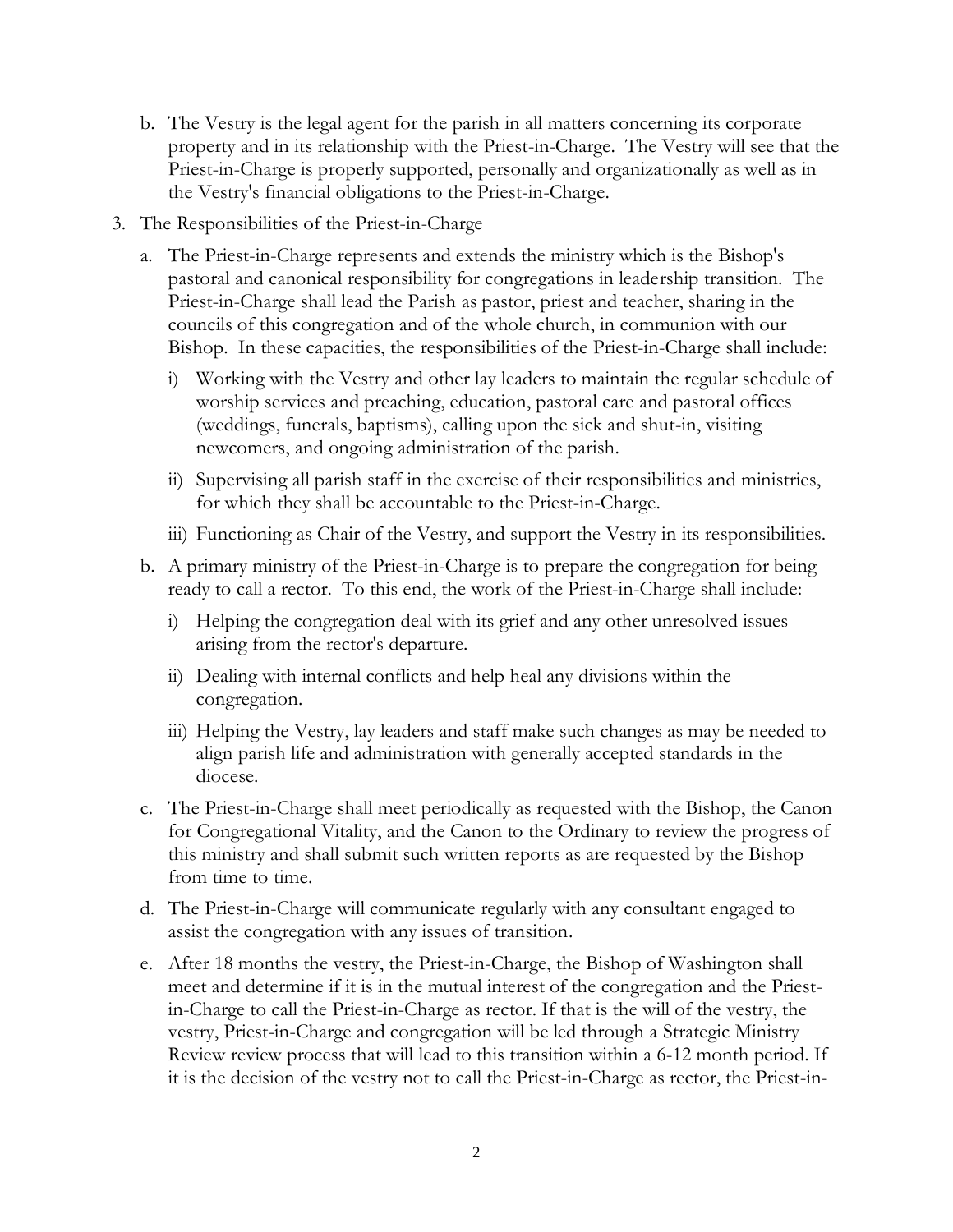b. The Vestry is the legal agent for the parish in all matters concerning its corporate property and in its relationship with the Priest-in-Charge. The Vestry will see that the Priest-in-Charge is properly supported, personally and organizationally as well as in the Vestry's financial obligations to the Priest-in-Charge.

3. The Responsibilities of the Priest-in-Charge

   a. The Priest-in-Charge represents and extends the ministry which is the Bishop's pastoral and canonical responsibility for congregations in leadership transition. The Priest-in-Charge shall lead the Parish as pastor, priest and teacher, sharing in the councils of this congregation and of the whole church, in communion with our Bishop. In these capacities, the responsibilities of the Priest-in-Charge shall include:

      i) Working with the Vestry and other lay leaders to maintain the regular schedule of worship services and preaching, education, pastoral care and pastoral offices (weddings, funerals, baptisms), calling upon the sick and shut-in, visiting newcomers, and ongoing administration of the parish.

      ii) Supervising all parish staff in the exercise of their responsibilities and ministries, for which they shall be accountable to the Priest-in-Charge.

      iii) Functioning as Chair of the Vestry, and support the Vestry in its responsibilities.

   b. A primary ministry of the Priest-in-Charge is to prepare the congregation for being ready to call a rector. To this end, the work of the Priest-in-Charge shall include:

      i) Helping the congregation deal with its grief and any other unresolved issues arising from the rector's departure.

      ii) Dealing with internal conflicts and help heal any divisions within the congregation.

      iii) Helping the Vestry, lay leaders and staff make such changes as may be needed to align parish life and administration with generally accepted standards in the diocese.

   c. The Priest-in-Charge shall meet periodically as requested with the Bishop, the Canon for Congregational Vitality, and the Canon to the Ordinary to review the progress of this ministry and shall submit such written reports as are requested by the Bishop from time to time.

   d. The Priest-in-Charge will communicate regularly with any consultant engaged to assist the congregation with any issues of transition.

   e. After 18 months the vestry, the Priest-in-Charge, the Bishop of Washington shall meet and determine if it is in the mutual interest of the congregation and the Priest-in-Charge to call the Priest-in-Charge as rector. If that is the will of the vestry, the vestry, Priest-in-Charge and congregation will be led through a Strategic Ministry Review review process that will lead to this transition within a 6-12 month period. If it is the decision of the vestry not to call the Priest-in-Charge as rector, the Priest-in-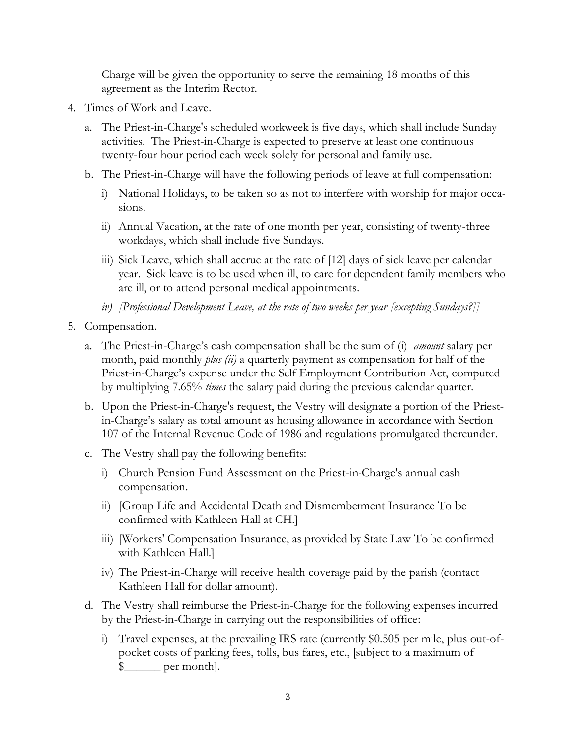Charge will be given the opportunity to serve the remaining 18 months of this agreement as the Interim Rector.

4. Times of Work and Leave.

   a. The Priest-in-Charge's scheduled workweek is five days, which shall include Sunday activities. The Priest-in-Charge is expected to preserve at least one continuous twenty-four hour period each week solely for personal and family use.

   b. The Priest-in-Charge will have the following periods of leave at full compensation:

      i) National Holidays, to be taken so as not to interfere with worship for major occasions.

      ii) Annual Vacation, at the rate of one month per year, consisting of twenty-three workdays, which shall include five Sundays.

      iii) Sick Leave, which shall accrue at the rate of [12] days of sick leave per calendar year. Sick leave is to be used when ill, to care for dependent family members who are ill, or to attend personal medical appointments.

      *iv) [Professional Development Leave, at the rate of two weeks per year [excepting Sundays?]]*

5. Compensation.

   a. The Priest-in-Charge's cash compensation shall be the sum of (i) *amount* salary per month, paid monthly *plus (ii)* a quarterly payment as compensation for half of the Priest-in-Charge's expense under the Self Employment Contribution Act, computed by multiplying 7.65% *times* the salary paid during the previous calendar quarter.

   b. Upon the Priest-in-Charge's request, the Vestry will designate a portion of the Priest-in-Charge's salary as total amount as housing allowance in accordance with Section 107 of the Internal Revenue Code of 1986 and regulations promulgated thereunder.

   c. The Vestry shall pay the following benefits:

      i) Church Pension Fund Assessment on the Priest-in-Charge's annual cash compensation.

      ii) [Group Life and Accidental Death and Dismemberment Insurance To be confirmed with Kathleen Hall at CH.]

      iii) [Workers' Compensation Insurance, as provided by State Law To be confirmed with Kathleen Hall.]

      iv) The Priest-in-Charge will receive health coverage paid by the parish (contact Kathleen Hall for dollar amount).

   d. The Vestry shall reimburse the Priest-in-Charge for the following expenses incurred by the Priest-in-Charge in carrying out the responsibilities of office:

      i) Travel expenses, at the prevailing IRS rate (currently $0.505 per mile, plus out-of-pocket costs of parking fees, tolls, bus fares, etc., [subject to a maximum of $______ per month].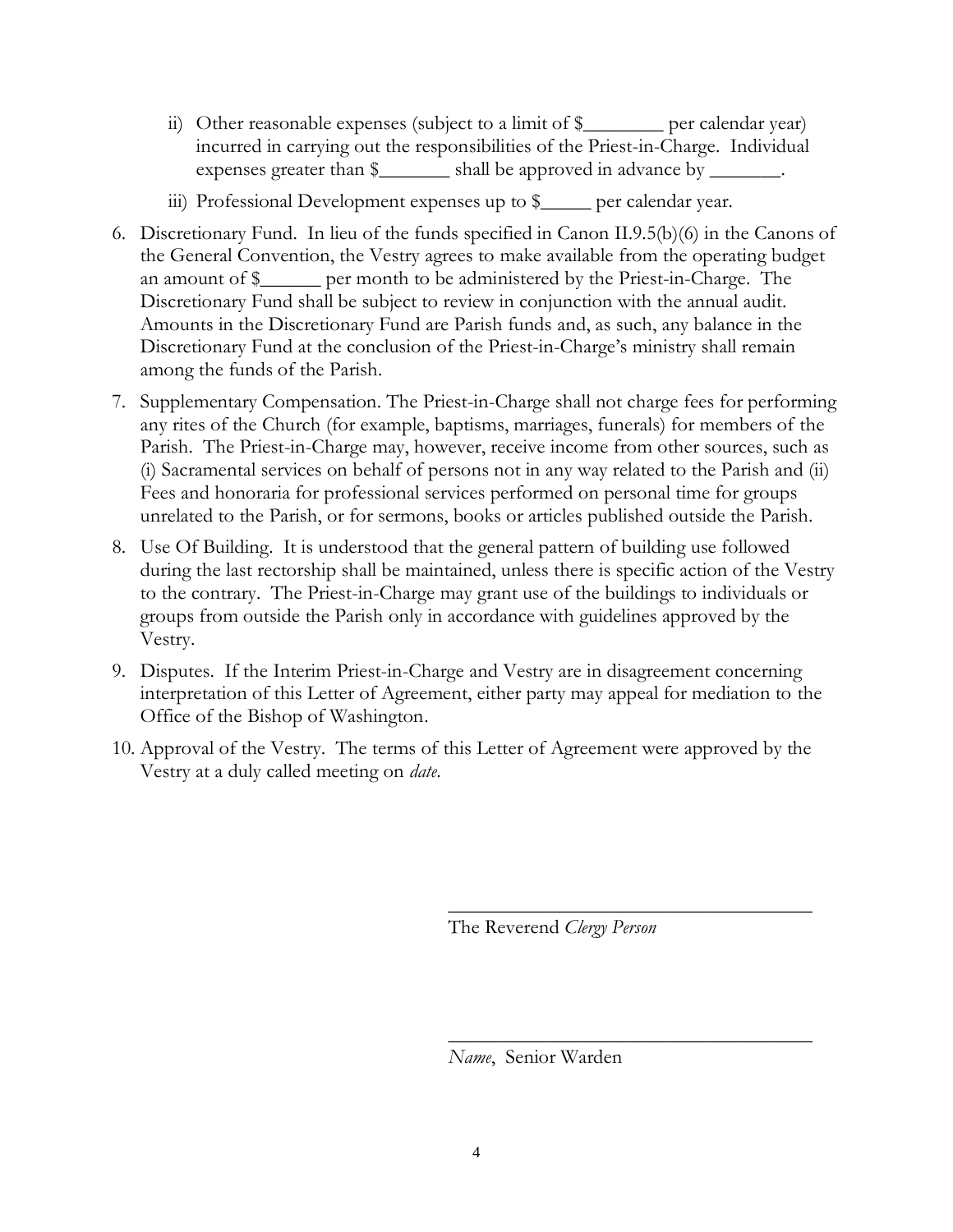ii) Other reasonable expenses (subject to a limit of $________ per calendar year) incurred in carrying out the responsibilities of the Priest-in-Charge. Individual expenses greater than $_______ shall be approved in advance by _______.

iii) Professional Development expenses up to $_____ per calendar year.

6. Discretionary Fund. In lieu of the funds specified in Canon II.9.5(b)(6) in the Canons of the General Convention, the Vestry agrees to make available from the operating budget an amount of $______ per month to be administered by the Priest-in-Charge. The Discretionary Fund shall be subject to review in conjunction with the annual audit. Amounts in the Discretionary Fund are Parish funds and, as such, any balance in the Discretionary Fund at the conclusion of the Priest-in-Charge's ministry shall remain among the funds of the Parish.

7. Supplementary Compensation. The Priest-in-Charge shall not charge fees for performing any rites of the Church (for example, baptisms, marriages, funerals) for members of the Parish. The Priest-in-Charge may, however, receive income from other sources, such as (i) Sacramental services on behalf of persons not in any way related to the Parish and (ii) Fees and honoraria for professional services performed on personal time for groups unrelated to the Parish, or for sermons, books or articles published outside the Parish.

8. Use Of Building. It is understood that the general pattern of building use followed during the last rectorship shall be maintained, unless there is specific action of the Vestry to the contrary. The Priest-in-Charge may grant use of the buildings to individuals or groups from outside the Parish only in accordance with guidelines approved by the Vestry.

9. Disputes. If the Interim Priest-in-Charge and Vestry are in disagreement concerning interpretation of this Letter of Agreement, either party may appeal for mediation to the Office of the Bishop of Washington.

10. Approval of the Vestry. The terms of this Letter of Agreement were approved by the Vestry at a duly called meeting on *date*.

______________________________________

The Reverend *Clergy Person*

______________________________________

*Name*, Senior Warden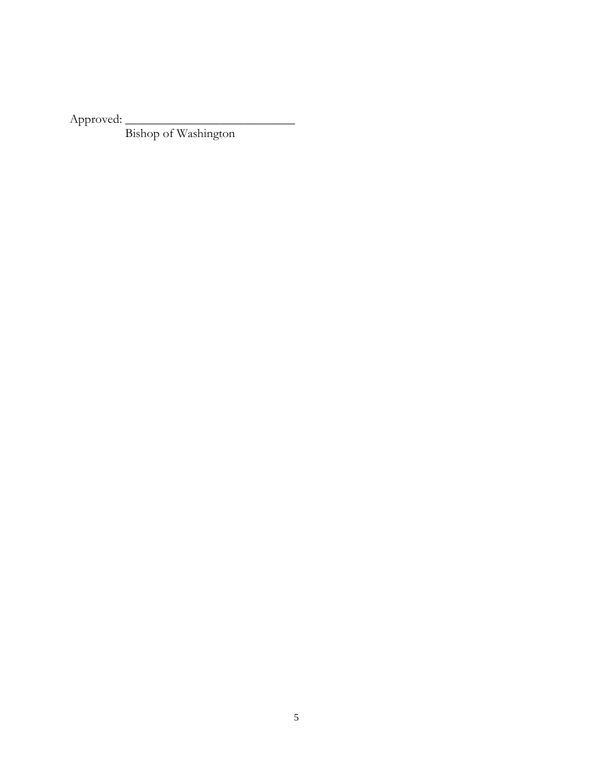Approved: ___________________________

Bishop of Washington